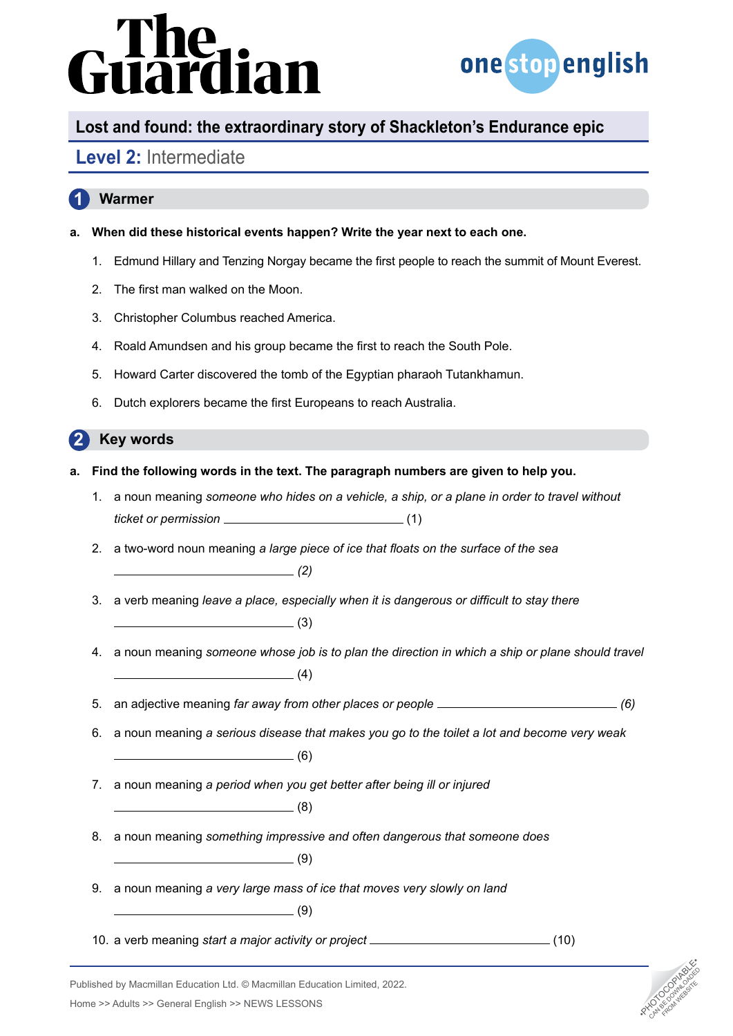The Guardian

onestopenglish

## Lost and found: the extraordinary story of Shackleton's Endurance epic

### Level 2: Intermediate

## 1 Warmer

**a. When did these historical events happen? Write the year next to each one.**

1. Edmund Hillary and Tenzing Norgay became the first people to reach the summit of Mount Everest.
2. The first man walked on the Moon.
3. Christopher Columbus reached America.
4. Roald Amundsen and his group became the first to reach the South Pole.
5. Howard Carter discovered the tomb of the Egyptian pharaoh Tutankhamun.
6. Dutch explorers became the first Europeans to reach Australia.

## 2 Key words

**a. Find the following words in the text. The paragraph numbers are given to help you.**

1. a noun meaning *someone who hides on a vehicle, a ship, or a plane in order to travel without ticket or permission* ______________ (1)
2. a two-word noun meaning *a large piece of ice that floats on the surface of the sea* ______________ *(2)*
3. a verb meaning *leave a place, especially when it is dangerous or difficult to stay there* ______________ (3)
4. a noun meaning *someone whose job is to plan the direction in which a ship or plane should travel* ______________ (4)
5. an adjective meaning *far away from other places or people* ______________ *(6)*
6. a noun meaning *a serious disease that makes you go to the toilet a lot and become very weak* ______________ (6)
7. a noun meaning *a period when you get better after being ill or injured* ______________ (8)
8. a noun meaning *something impressive and often dangerous that someone does* ______________ (9)
9. a noun meaning *a very large mass of ice that moves very slowly on land* ______________ (9)
10. a verb meaning *start a major activity or project* ______________ (10)

Published by Macmillan Education Ltd. © Macmillan Education Limited, 2022.

Home >> Adults >> General English >> NEWS LESSONS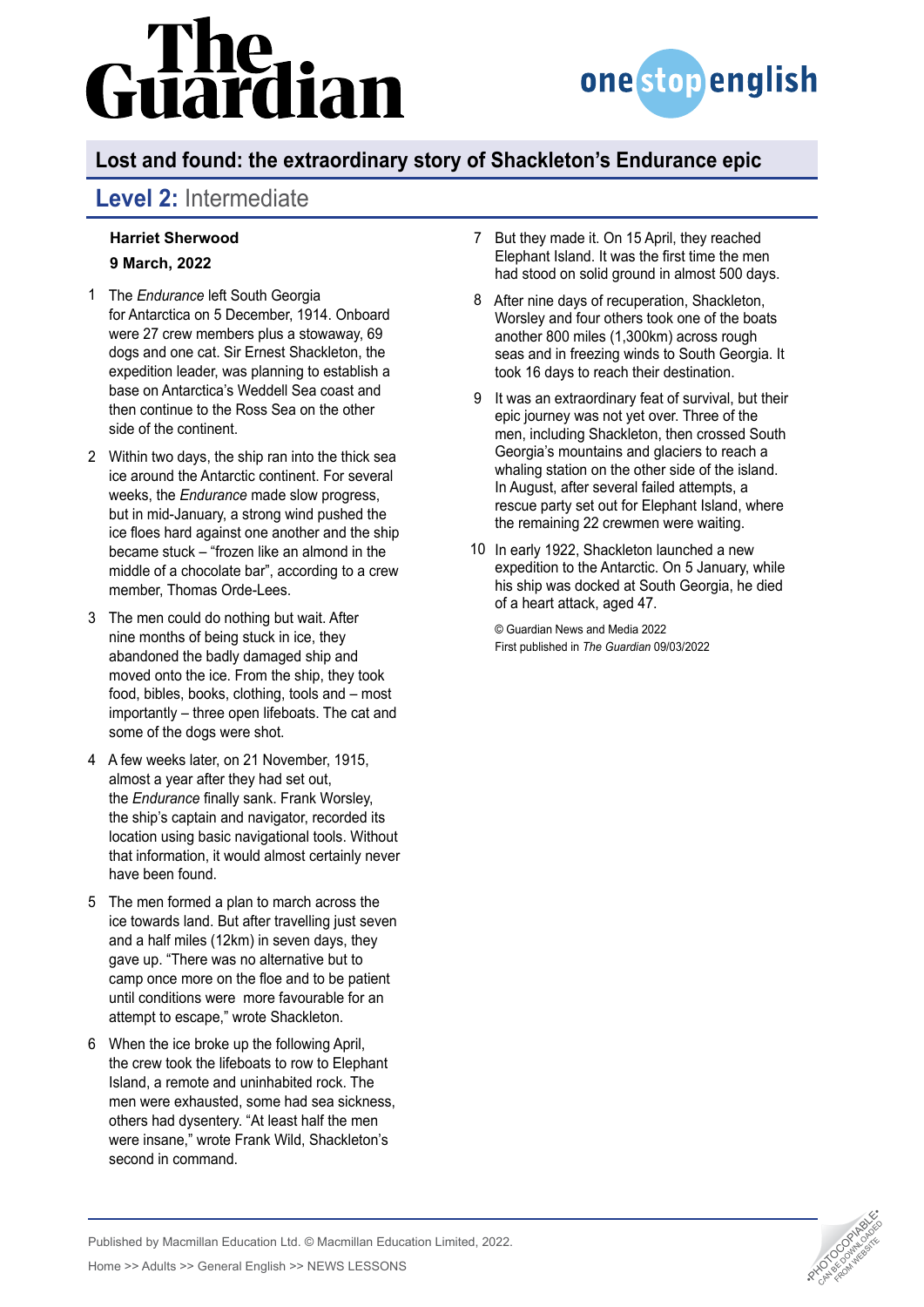## Lost and found: the extraordinary story of Shackleton's Endurance epic

## Level 2: Intermediate

**Harriet Sherwood**

**9 March, 2022**

1. The *Endurance* left South Georgia for Antarctica on 5 December, 1914. Onboard were 27 crew members plus a stowaway, 69 dogs and one cat. Sir Ernest Shackleton, the expedition leader, was planning to establish a base on Antarctica's Weddell Sea coast and then continue to the Ross Sea on the other side of the continent.

2. Within two days, the ship ran into the thick sea ice around the Antarctic continent. For several weeks, the *Endurance* made slow progress, but in mid-January, a strong wind pushed the ice floes hard against one another and the ship became stuck – "frozen like an almond in the middle of a chocolate bar", according to a crew member, Thomas Orde-Lees.

3. The men could do nothing but wait. After nine months of being stuck in ice, they abandoned the badly damaged ship and moved onto the ice. From the ship, they took food, bibles, books, clothing, tools and – most importantly – three open lifeboats. The cat and some of the dogs were shot.

4. A few weeks later, on 21 November, 1915, almost a year after they had set out, the *Endurance* finally sank. Frank Worsley, the ship's captain and navigator, recorded its location using basic navigational tools. Without that information, it would almost certainly never have been found.

5. The men formed a plan to march across the ice towards land. But after travelling just seven and a half miles (12km) in seven days, they gave up. "There was no alternative but to camp once more on the floe and to be patient until conditions were more favourable for an attempt to escape," wrote Shackleton.

6. When the ice broke up the following April, the crew took the lifeboats to row to Elephant Island, a remote and uninhabited rock. The men were exhausted, some had sea sickness, others had dysentery. "At least half the men were insane," wrote Frank Wild, Shackleton's second in command.

7. But they made it. On 15 April, they reached Elephant Island. It was the first time the men had stood on solid ground in almost 500 days.

8. After nine days of recuperation, Shackleton, Worsley and four others took one of the boats another 800 miles (1,300km) across rough seas and in freezing winds to South Georgia. It took 16 days to reach their destination.

9. It was an extraordinary feat of survival, but their epic journey was not yet over. Three of the men, including Shackleton, then crossed South Georgia's mountains and glaciers to reach a whaling station on the other side of the island. In August, after several failed attempts, a rescue party set out for Elephant Island, where the remaining 22 crewmen were waiting.

10. In early 1922, Shackleton launched a new expedition to the Antarctic. On 5 January, while his ship was docked at South Georgia, he died of a heart attack, aged 47.

© Guardian News and Media 2022
First published in *The Guardian* 09/03/2022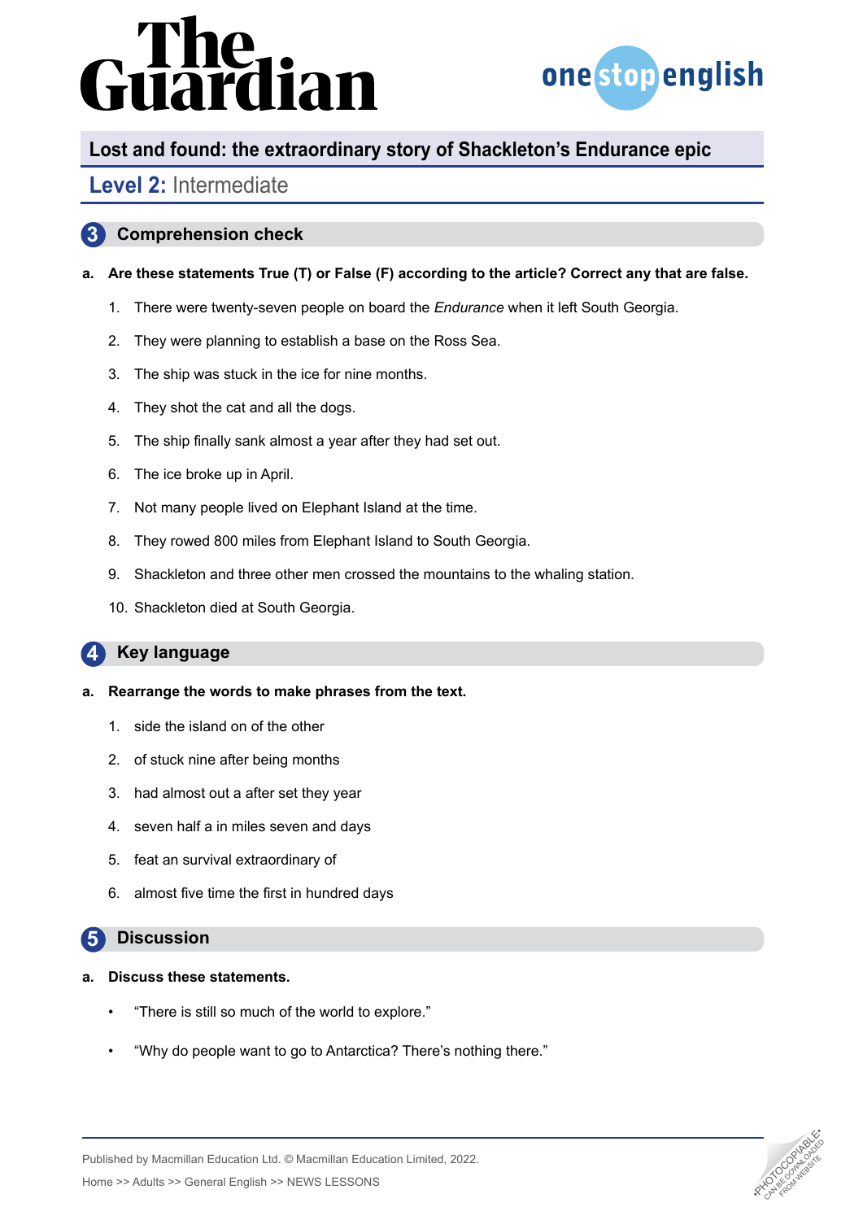## Lost and found: the extraordinary story of Shackleton's Endurance epic

### Level 2: Intermediate

## 3 Comprehension check

**a. Are these statements True (T) or False (F) according to the article? Correct any that are false.**

1. There were twenty-seven people on board the *Endurance* when it left South Georgia.
2. They were planning to establish a base on the Ross Sea.
3. The ship was stuck in the ice for nine months.
4. They shot the cat and all the dogs.
5. The ship finally sank almost a year after they had set out.
6. The ice broke up in April.
7. Not many people lived on Elephant Island at the time.
8. They rowed 800 miles from Elephant Island to South Georgia.
9. Shackleton and three other men crossed the mountains to the whaling station.
10. Shackleton died at South Georgia.

## 4 Key language

**a. Rearrange the words to make phrases from the text.**

1. side the island on of the other
2. of stuck nine after being months
3. had almost out a after set they year
4. seven half a in miles seven and days
5. feat an survival extraordinary of
6. almost five time the first in hundred days

## 5 Discussion

**a. Discuss these statements.**

- "There is still so much of the world to explore."
- "Why do people want to go to Antarctica? There's nothing there."

Published by Macmillan Education Ltd. © Macmillan Education Limited, 2022.

Home >> Adults >> General English >> NEWS LESSONS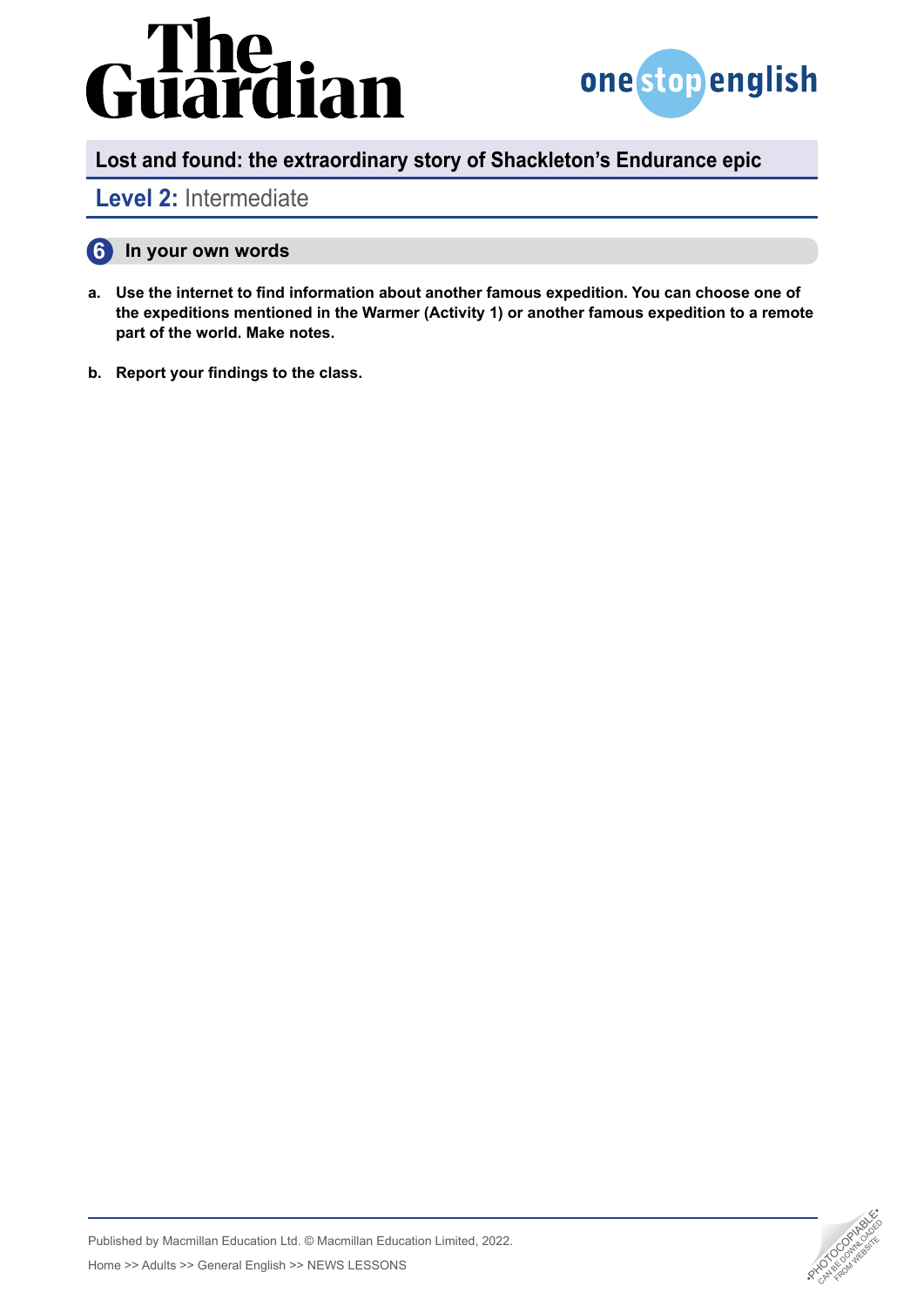## Lost and found: the extraordinary story of Shackleton's Endurance epic

**Level 2:** Intermediate

### 6 In your own words

**a. Use the internet to find information about another famous expedition. You can choose one of the expeditions mentioned in the Warmer (Activity 1) or another famous expedition to a remote part of the world. Make notes.**

**b. Report your findings to the class.**